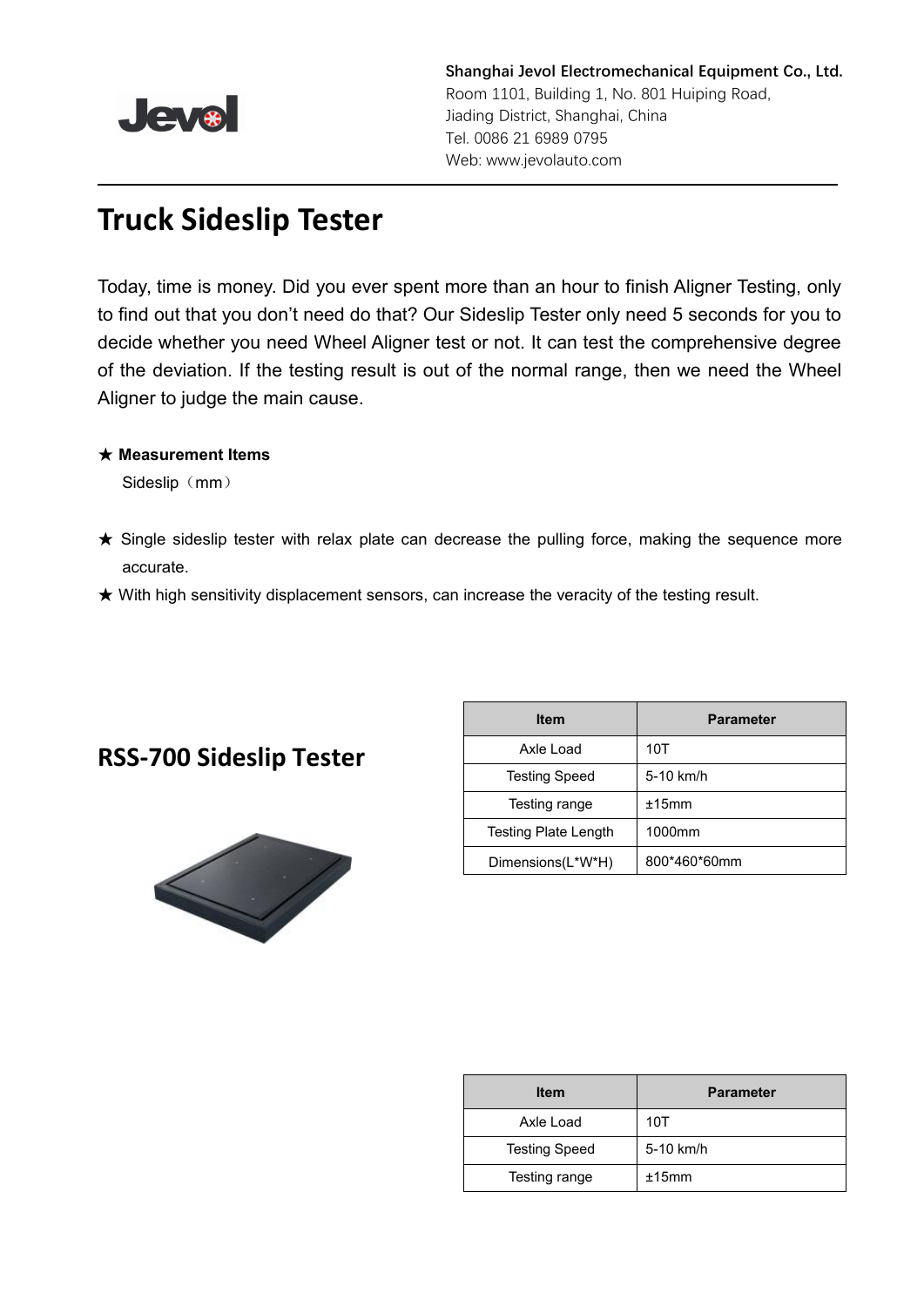**Shanghai Jevol Electromechanical Equipment Co., Ltd.**
Room 1101, Building 1, No. 801 Huiping Road,
Jiading District, Shanghai, China
Tel. 0086 21 6989 0795
Web: www.jevolauto.com

# Truck Sideslip Tester

Today, time is money. Did you ever spent more than an hour to finish Aligner Testing, only to find out that you don't need do that? Our Sideslip Tester only need 5 seconds for you to decide whether you need Wheel Aligner test or not. It can test the comprehensive degree of the deviation. If the testing result is out of the normal range, then we need the Wheel Aligner to judge the main cause.

★ **Measurement Items**

Sideslip（mm）

★ Single sideslip tester with relax plate can decrease the pulling force, making the sequence more accurate.

★ With high sensitivity displacement sensors, can increase the veracity of the testing result.

## RSS-700 Sideslip Tester

| Item | Parameter |
|---|---|
| Axle Load | 10T |
| Testing Speed | 5-10 km/h |
| Testing range | ±15mm |
| Testing Plate Length | 1000mm |
| Dimensions(L*W*H) | 800*460*60mm |

| Item | Parameter |
|---|---|
| Axle Load | 10T |
| Testing Speed | 5-10 km/h |
| Testing range | ±15mm |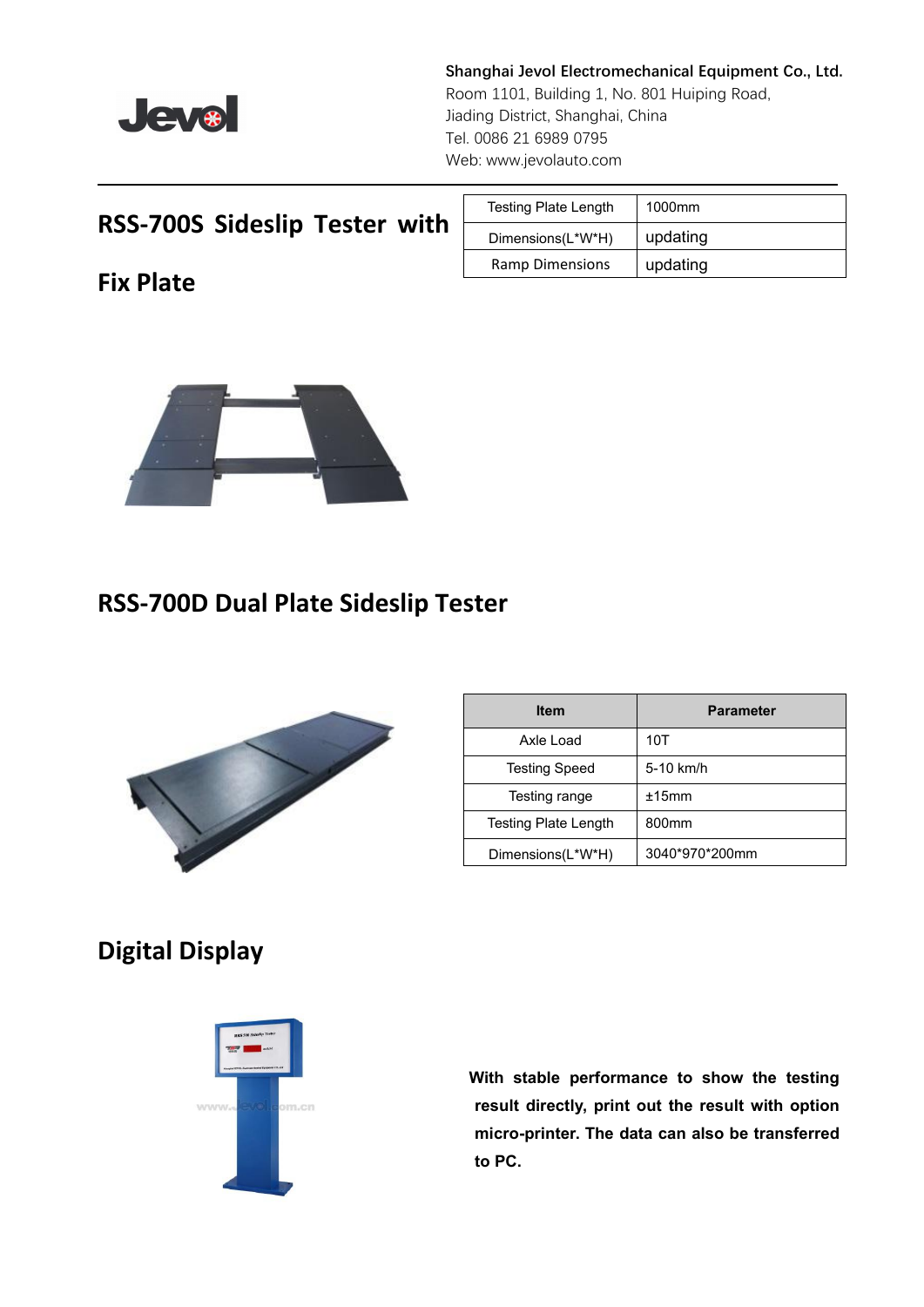**Shanghai Jevol Electromechanical Equipment Co., Ltd.**
Room 1101, Building 1, No. 801 Huiping Road,
Jiading District, Shanghai, China
Tel. 0086 21 6989 0795
Web: www.jevolauto.com

## RSS-700S Sideslip Tester with Fix Plate

| Testing Plate Length | 1000mm |
|---|---|
| Dimensions(L*W*H) | updating |
| Ramp Dimensions | updating |

## RSS-700D Dual Plate Sideslip Tester

| Item | Parameter |
|---|---|
| Axle Load | 10T |
| Testing Speed | 5-10 km/h |
| Testing range | ±15mm |
| Testing Plate Length | 800mm |
| Dimensions(L*W*H) | 3040*970*200mm |

## Digital Display

**With stable performance to show the testing result directly, print out the result with option micro-printer. The data can also be transferred to PC.**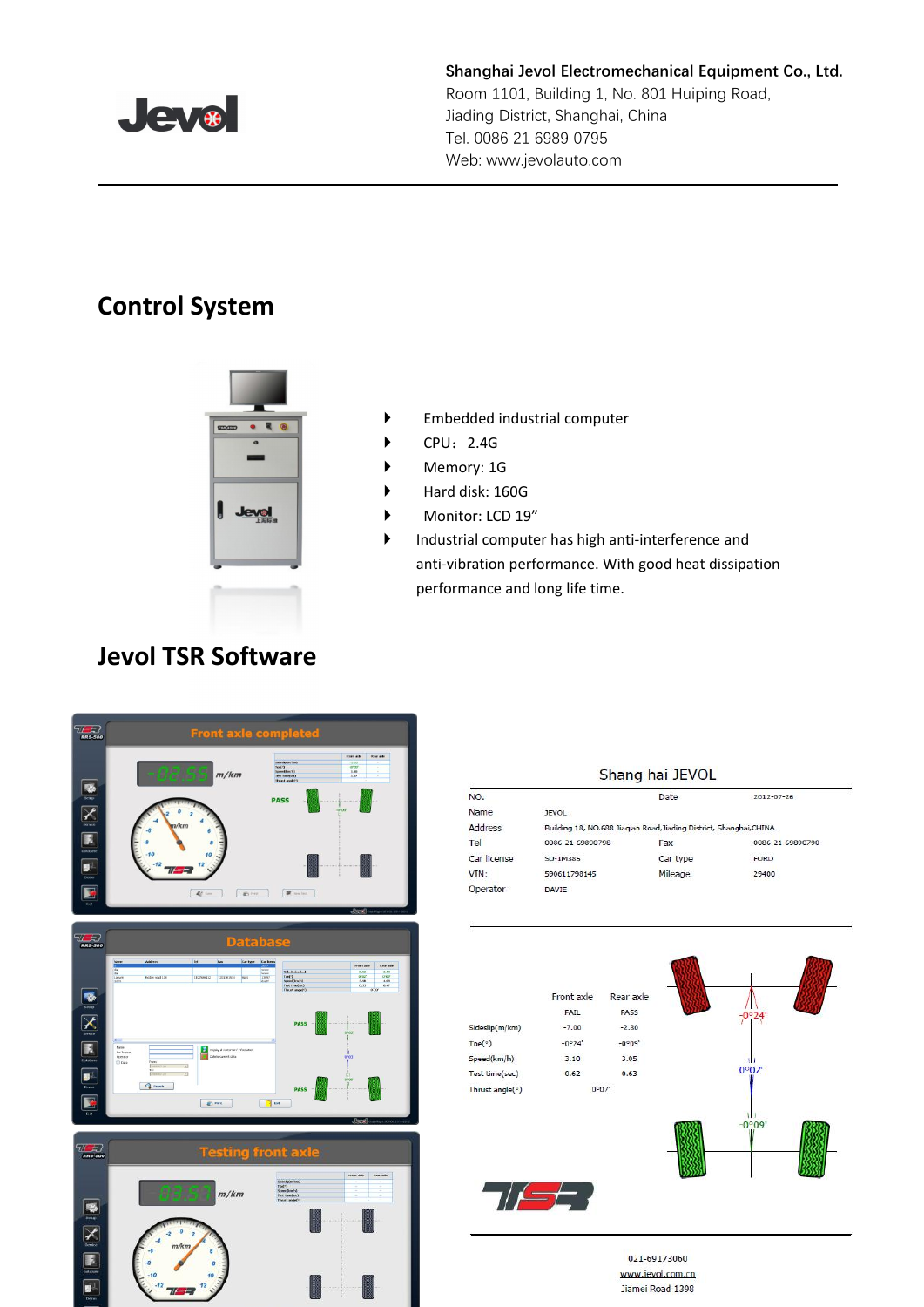**Shanghai Jevol Electromechanical Equipment Co., Ltd.**
Room 1101, Building 1, No. 801 Huiping Road,
Jiading District, Shanghai, China
Tel. 0086 21 6989 0795
Web: www.jevolauto.com

## Control System

- Embedded industrial computer
- CPU：2.4G
- Memory: 1G
- Hard disk: 160G
- Monitor: LCD 19”
- Industrial computer has high anti-interference and anti-vibration performance. With good heat dissipation performance and long life time.

## Jevol TSR Software